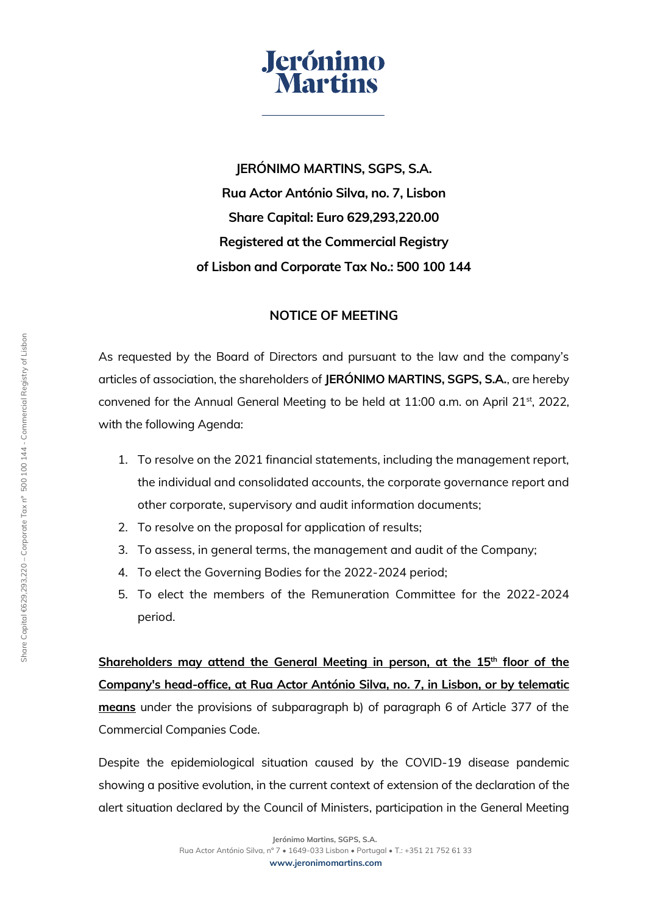**JERÓNIMO MARTINS, SGPS, S.A.**
**Rua Actor António Silva, no. 7, Lisbon**
**Share Capital: Euro 629,293,220.00**
**Registered at the Commercial Registry**
**of Lisbon and Corporate Tax No.: 500 100 144**

## NOTICE OF MEETING

As requested by the Board of Directors and pursuant to the law and the company's articles of association, the shareholders of **JERÓNIMO MARTINS, SGPS, S.A.**, are hereby convened for the Annual General Meeting to be held at 11:00 a.m. on April 21st, 2022, with the following Agenda:

1. To resolve on the 2021 financial statements, including the management report, the individual and consolidated accounts, the corporate governance report and other corporate, supervisory and audit information documents;
2. To resolve on the proposal for application of results;
3. To assess, in general terms, the management and audit of the Company;
4. To elect the Governing Bodies for the 2022-2024 period;
5. To elect the members of the Remuneration Committee for the 2022-2024 period.

**Shareholders may attend the General Meeting in person, at the 15th floor of the Company's head-office, at Rua Actor António Silva, no. 7, in Lisbon, or by telematic means** under the provisions of subparagraph b) of paragraph 6 of Article 377 of the Commercial Companies Code.

Despite the epidemiological situation caused by the COVID-19 disease pandemic showing a positive evolution, in the current context of extension of the declaration of the alert situation declared by the Council of Ministers, participation in the General Meeting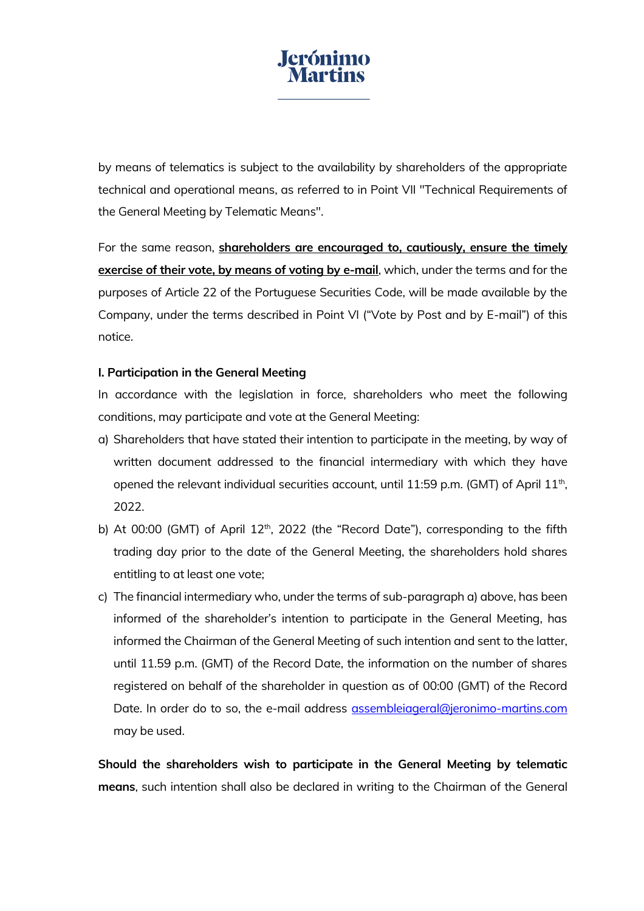by means of telematics is subject to the availability by shareholders of the appropriate technical and operational means, as referred to in Point VII "Technical Requirements of the General Meeting by Telematic Means".

For the same reason, **shareholders are encouraged to, cautiously, ensure the timely exercise of their vote, by means of voting by e-mail**, which, under the terms and for the purposes of Article 22 of the Portuguese Securities Code, will be made available by the Company, under the terms described in Point VI ("Vote by Post and by E-mail") of this notice.

**I. Participation in the General Meeting**

In accordance with the legislation in force, shareholders who meet the following conditions, may participate and vote at the General Meeting:

a) Shareholders that have stated their intention to participate in the meeting, by way of written document addressed to the financial intermediary with which they have opened the relevant individual securities account, until 11:59 p.m. (GMT) of April 11th, 2022.

b) At 00:00 (GMT) of April 12th, 2022 (the "Record Date"), corresponding to the fifth trading day prior to the date of the General Meeting, the shareholders hold shares entitling to at least one vote;

c) The financial intermediary who, under the terms of sub-paragraph a) above, has been informed of the shareholder's intention to participate in the General Meeting, has informed the Chairman of the General Meeting of such intention and sent to the latter, until 11.59 p.m. (GMT) of the Record Date, the information on the number of shares registered on behalf of the shareholder in question as of 00:00 (GMT) of the Record Date. In order do to so, the e-mail address assembleiageral@jeronimo-martins.com may be used.

**Should the shareholders wish to participate in the General Meeting by telematic means**, such intention shall also be declared in writing to the Chairman of the General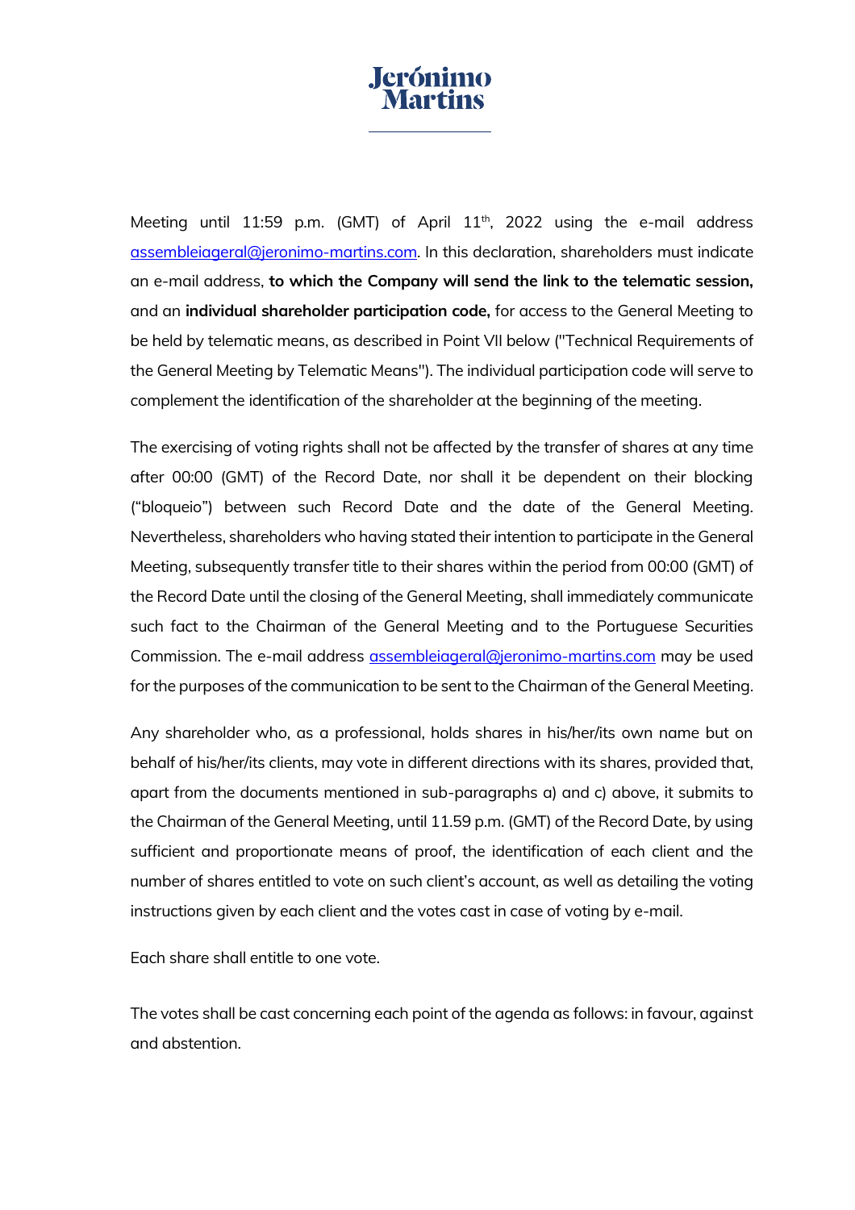Meeting until 11:59 p.m. (GMT) of April 11th, 2022 using the e-mail address assembleiageral@jeronimo-martins.com. In this declaration, shareholders must indicate an e-mail address, **to which the Company will send the link to the telematic session,** and an **individual shareholder participation code,** for access to the General Meeting to be held by telematic means, as described in Point VII below ("Technical Requirements of the General Meeting by Telematic Means"). The individual participation code will serve to complement the identification of the shareholder at the beginning of the meeting.

The exercising of voting rights shall not be affected by the transfer of shares at any time after 00:00 (GMT) of the Record Date, nor shall it be dependent on their blocking ("bloqueio") between such Record Date and the date of the General Meeting. Nevertheless, shareholders who having stated their intention to participate in the General Meeting, subsequently transfer title to their shares within the period from 00:00 (GMT) of the Record Date until the closing of the General Meeting, shall immediately communicate such fact to the Chairman of the General Meeting and to the Portuguese Securities Commission. The e-mail address assembleiageral@jeronimo-martins.com may be used for the purposes of the communication to be sent to the Chairman of the General Meeting.

Any shareholder who, as a professional, holds shares in his/her/its own name but on behalf of his/her/its clients, may vote in different directions with its shares, provided that, apart from the documents mentioned in sub-paragraphs a) and c) above, it submits to the Chairman of the General Meeting, until 11.59 p.m. (GMT) of the Record Date, by using sufficient and proportionate means of proof, the identification of each client and the number of shares entitled to vote on such client's account, as well as detailing the voting instructions given by each client and the votes cast in case of voting by e-mail.

Each share shall entitle to one vote.

The votes shall be cast concerning each point of the agenda as follows: in favour, against and abstention.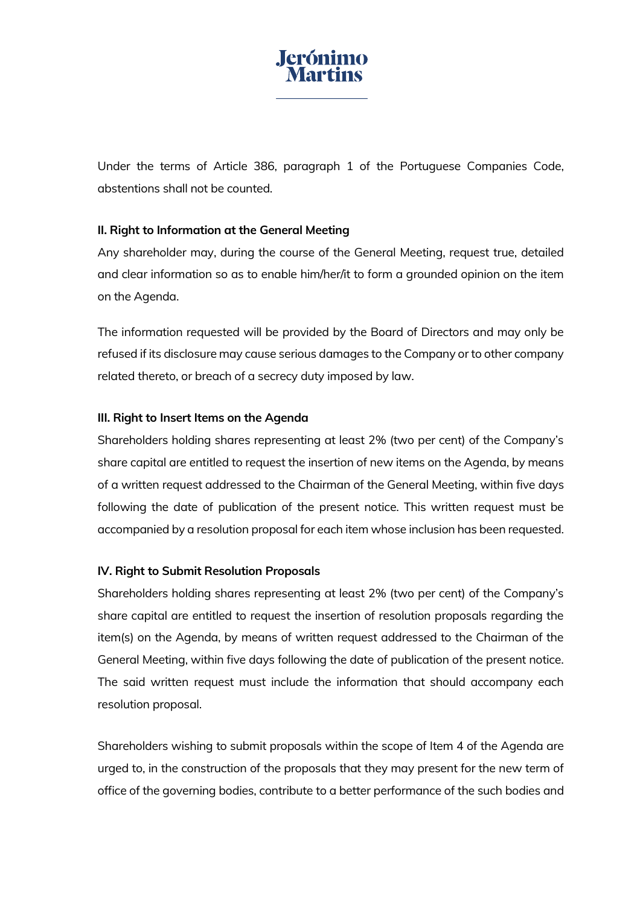Under the terms of Article 386, paragraph 1 of the Portuguese Companies Code, abstentions shall not be counted.

**II. Right to Information at the General Meeting**

Any shareholder may, during the course of the General Meeting, request true, detailed and clear information so as to enable him/her/it to form a grounded opinion on the item on the Agenda.

The information requested will be provided by the Board of Directors and may only be refused if its disclosure may cause serious damages to the Company or to other company related thereto, or breach of a secrecy duty imposed by law.

**III. Right to Insert Items on the Agenda**

Shareholders holding shares representing at least 2% (two per cent) of the Company's share capital are entitled to request the insertion of new items on the Agenda, by means of a written request addressed to the Chairman of the General Meeting, within five days following the date of publication of the present notice. This written request must be accompanied by a resolution proposal for each item whose inclusion has been requested.

**IV. Right to Submit Resolution Proposals**

Shareholders holding shares representing at least 2% (two per cent) of the Company's share capital are entitled to request the insertion of resolution proposals regarding the item(s) on the Agenda, by means of written request addressed to the Chairman of the General Meeting, within five days following the date of publication of the present notice. The said written request must include the information that should accompany each resolution proposal.

Shareholders wishing to submit proposals within the scope of Item 4 of the Agenda are urged to, in the construction of the proposals that they may present for the new term of office of the governing bodies, contribute to a better performance of the such bodies and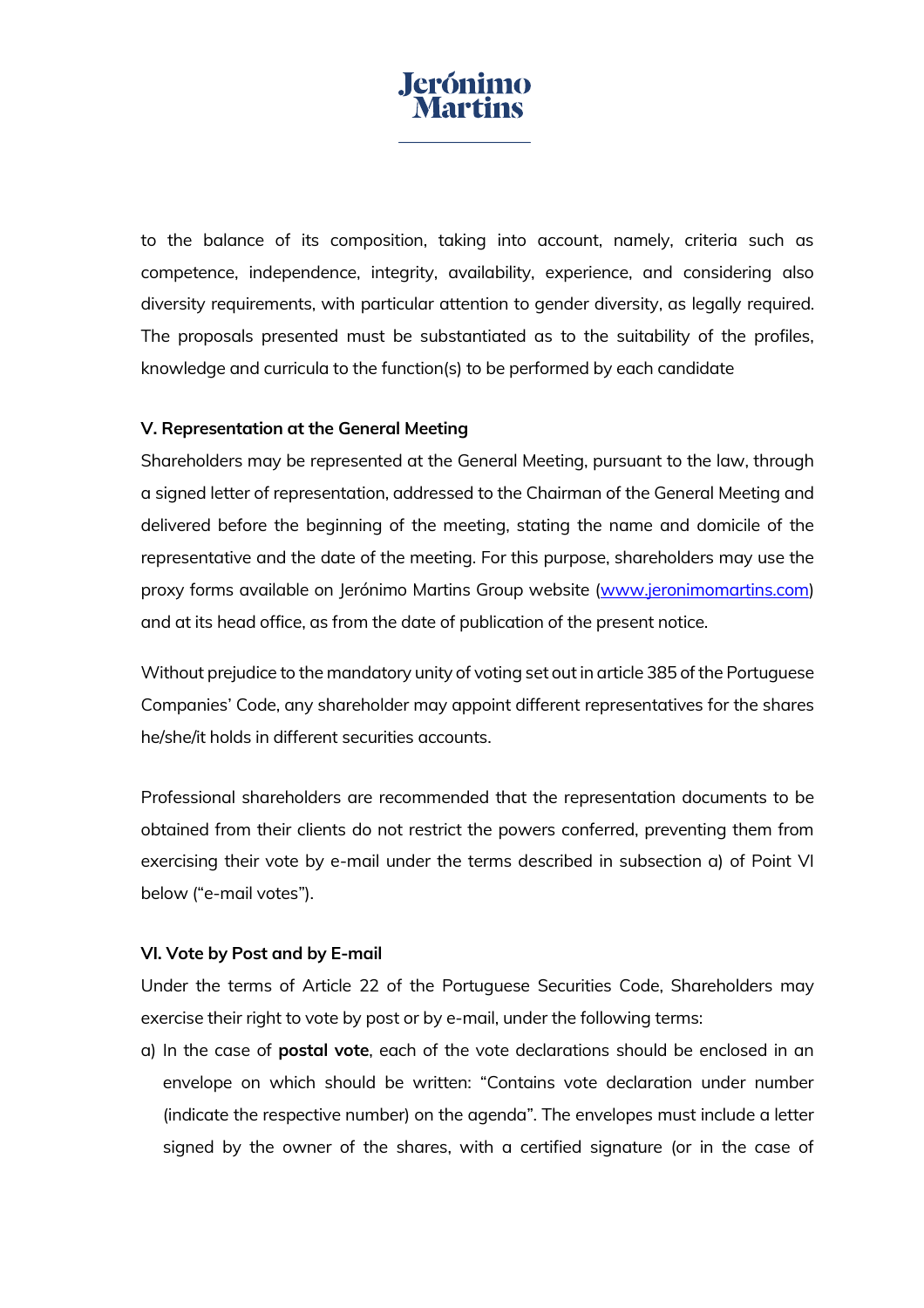to the balance of its composition, taking into account, namely, criteria such as competence, independence, integrity, availability, experience, and considering also diversity requirements, with particular attention to gender diversity, as legally required. The proposals presented must be substantiated as to the suitability of the profiles, knowledge and curricula to the function(s) to be performed by each candidate

**V. Representation at the General Meeting**

Shareholders may be represented at the General Meeting, pursuant to the law, through a signed letter of representation, addressed to the Chairman of the General Meeting and delivered before the beginning of the meeting, stating the name and domicile of the representative and the date of the meeting. For this purpose, shareholders may use the proxy forms available on Jerónimo Martins Group website (www.jeronimomartins.com) and at its head office, as from the date of publication of the present notice.

Without prejudice to the mandatory unity of voting set out in article 385 of the Portuguese Companies' Code, any shareholder may appoint different representatives for the shares he/she/it holds in different securities accounts.

Professional shareholders are recommended that the representation documents to be obtained from their clients do not restrict the powers conferred, preventing them from exercising their vote by e-mail under the terms described in subsection a) of Point VI below ("e-mail votes").

**VI. Vote by Post and by E-mail**

Under the terms of Article 22 of the Portuguese Securities Code, Shareholders may exercise their right to vote by post or by e-mail, under the following terms:

a) In the case of **postal vote**, each of the vote declarations should be enclosed in an envelope on which should be written: "Contains vote declaration under number (indicate the respective number) on the agenda". The envelopes must include a letter signed by the owner of the shares, with a certified signature (or in the case of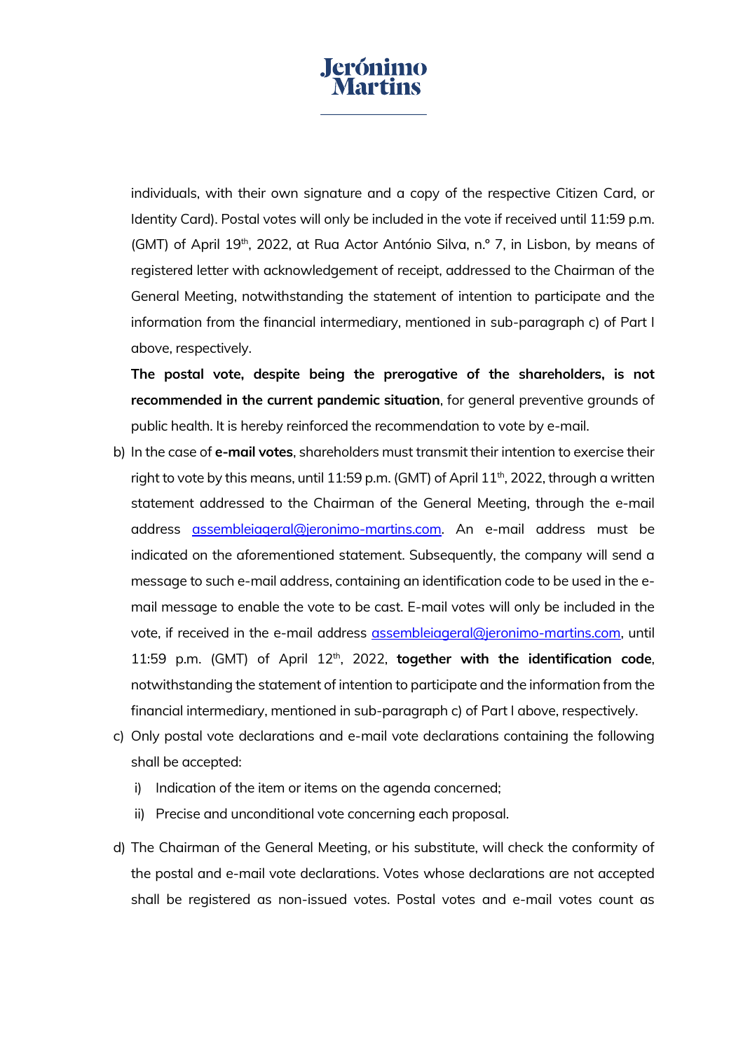individuals, with their own signature and a copy of the respective Citizen Card, or Identity Card). Postal votes will only be included in the vote if received until 11:59 p.m. (GMT) of April 19th, 2022, at Rua Actor António Silva, n.º 7, in Lisbon, by means of registered letter with acknowledgement of receipt, addressed to the Chairman of the General Meeting, notwithstanding the statement of intention to participate and the information from the financial intermediary, mentioned in sub-paragraph c) of Part I above, respectively.

**The postal vote, despite being the prerogative of the shareholders, is not recommended in the current pandemic situation**, for general preventive grounds of public health. It is hereby reinforced the recommendation to vote by e-mail.

b) In the case of **e-mail votes**, shareholders must transmit their intention to exercise their right to vote by this means, until 11:59 p.m. (GMT) of April 11th, 2022, through a written statement addressed to the Chairman of the General Meeting, through the e-mail address assembleiageral@jeronimo-martins.com. An e-mail address must be indicated on the aforementioned statement. Subsequently, the company will send a message to such e-mail address, containing an identification code to be used in the e-mail message to enable the vote to be cast. E-mail votes will only be included in the vote, if received in the e-mail address assembleiageral@jeronimo-martins.com, until 11:59 p.m. (GMT) of April 12th, 2022, **together with the identification code**, notwithstanding the statement of intention to participate and the information from the financial intermediary, mentioned in sub-paragraph c) of Part I above, respectively.

c) Only postal vote declarations and e-mail vote declarations containing the following shall be accepted:
   i) Indication of the item or items on the agenda concerned;
   ii) Precise and unconditional vote concerning each proposal.

d) The Chairman of the General Meeting, or his substitute, will check the conformity of the postal and e-mail vote declarations. Votes whose declarations are not accepted shall be registered as non-issued votes. Postal votes and e-mail votes count as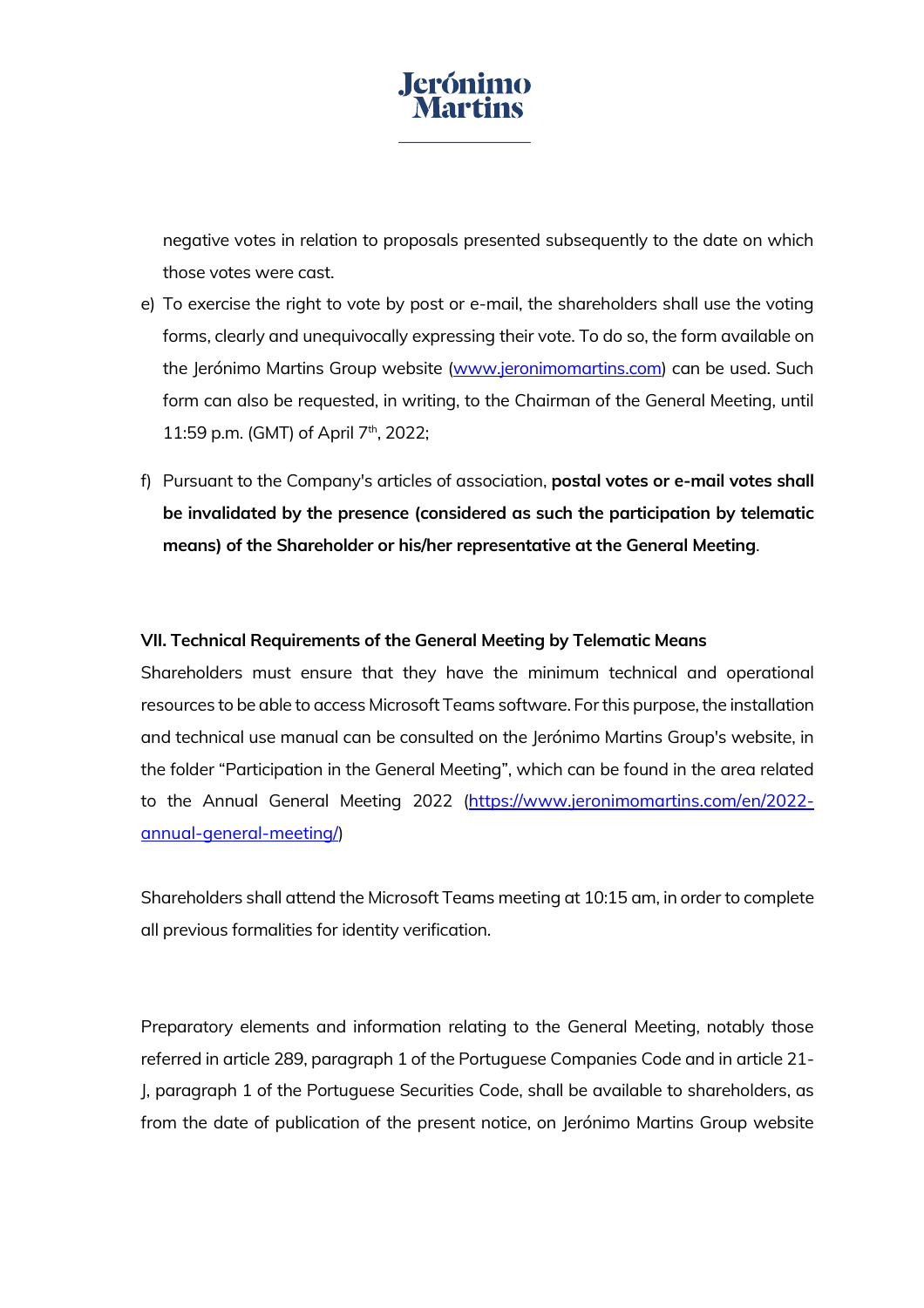negative votes in relation to proposals presented subsequently to the date on which those votes were cast.

e) To exercise the right to vote by post or e-mail, the shareholders shall use the voting forms, clearly and unequivocally expressing their vote. To do so, the form available on the Jerónimo Martins Group website (www.jeronimomartins.com) can be used. Such form can also be requested, in writing, to the Chairman of the General Meeting, until 11:59 p.m. (GMT) of April 7th, 2022;

f) Pursuant to the Company's articles of association, **postal votes or e-mail votes shall be invalidated by the presence (considered as such the participation by telematic means) of the Shareholder or his/her representative at the General Meeting**.

**VII. Technical Requirements of the General Meeting by Telematic Means**

Shareholders must ensure that they have the minimum technical and operational resources to be able to access Microsoft Teams software. For this purpose, the installation and technical use manual can be consulted on the Jerónimo Martins Group's website, in the folder "Participation in the General Meeting", which can be found in the area related to the Annual General Meeting 2022 (https://www.jeronimomartins.com/en/2022-annual-general-meeting/)

Shareholders shall attend the Microsoft Teams meeting at 10:15 am, in order to complete all previous formalities for identity verification.

Preparatory elements and information relating to the General Meeting, notably those referred in article 289, paragraph 1 of the Portuguese Companies Code and in article 21-J, paragraph 1 of the Portuguese Securities Code, shall be available to shareholders, as from the date of publication of the present notice, on Jerónimo Martins Group website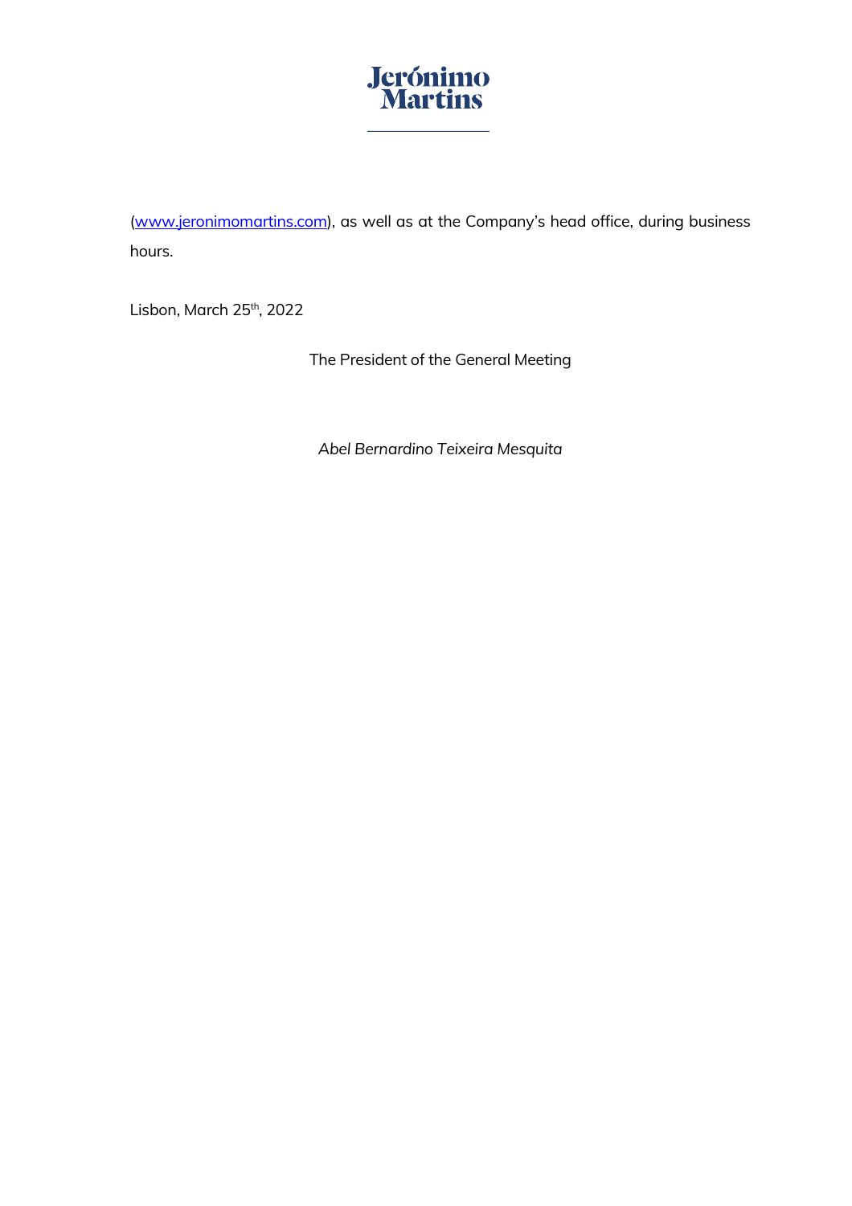(www.jeronimomartins.com), as well as at the Company's head office, during business hours.

Lisbon, March 25th, 2022

The President of the General Meeting

*Abel Bernardino Teixeira Mesquita*